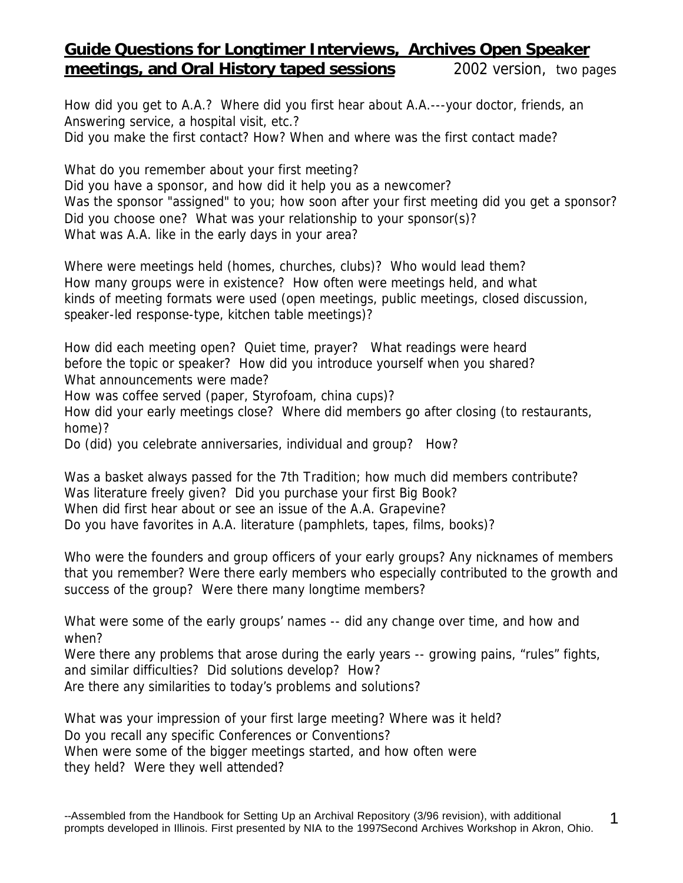## **Guide Questions for Longtimer Interviews, Archives Open Speaker meetings, and Oral History taped sessions** 2002 version, two pages

How did you get to A.A.? Where did you first hear about A.A.---your doctor, friends, an Answering service, a hospital visit, etc.?
Did you make the first contact? How? When and where was the first contact made?

What do you remember about your first meeting?
Did you have a sponsor, and how did it help you as a newcomer?
Was the sponsor "assigned" to you; how soon after your first meeting did you get a sponsor? Did you choose one? What was your relationship to your sponsor(s)?
What was A.A. like in the early days in your area?

Where were meetings held (homes, churches, clubs)? Who would lead them?
How many groups were in existence? How often were meetings held, and what kinds of meeting formats were used (open meetings, public meetings, closed discussion, speaker-led response-type, kitchen table meetings)?

How did each meeting open? Quiet time, prayer? What readings were heard before the topic or speaker? How did you introduce yourself when you shared?
What announcements were made?
How was coffee served (paper, Styrofoam, china cups)?
How did your early meetings close? Where did members go after closing (to restaurants, home)?
Do (did) you celebrate anniversaries, individual and group? How?

Was a basket always passed for the 7th Tradition; how much did members contribute?
Was literature freely given? Did you purchase your first Big Book?
When did first hear about or see an issue of the A.A. Grapevine?
Do you have favorites in A.A. literature (pamphlets, tapes, films, books)?

Who were the founders and group officers of your early groups? Any nicknames of members that you remember? Were there early members who especially contributed to the growth and success of the group? Were there many longtime members?

What were some of the early groups' names -- did any change over time, and how and when?
Were there any problems that arose during the early years -- growing pains, "rules" fights, and similar difficulties? Did solutions develop? How?
Are there any similarities to today's problems and solutions?

What was your impression of your first large meeting? Where was it held?
Do you recall any specific Conferences or Conventions?
When were some of the bigger meetings started, and how often were they held? Were they well attended?

--Assembled from the Handbook for Setting Up an Archival Repository (3/96 revision), with additional prompts developed in Illinois. First presented by NIA to the 1997Second Archives Workshop in Akron, Ohio.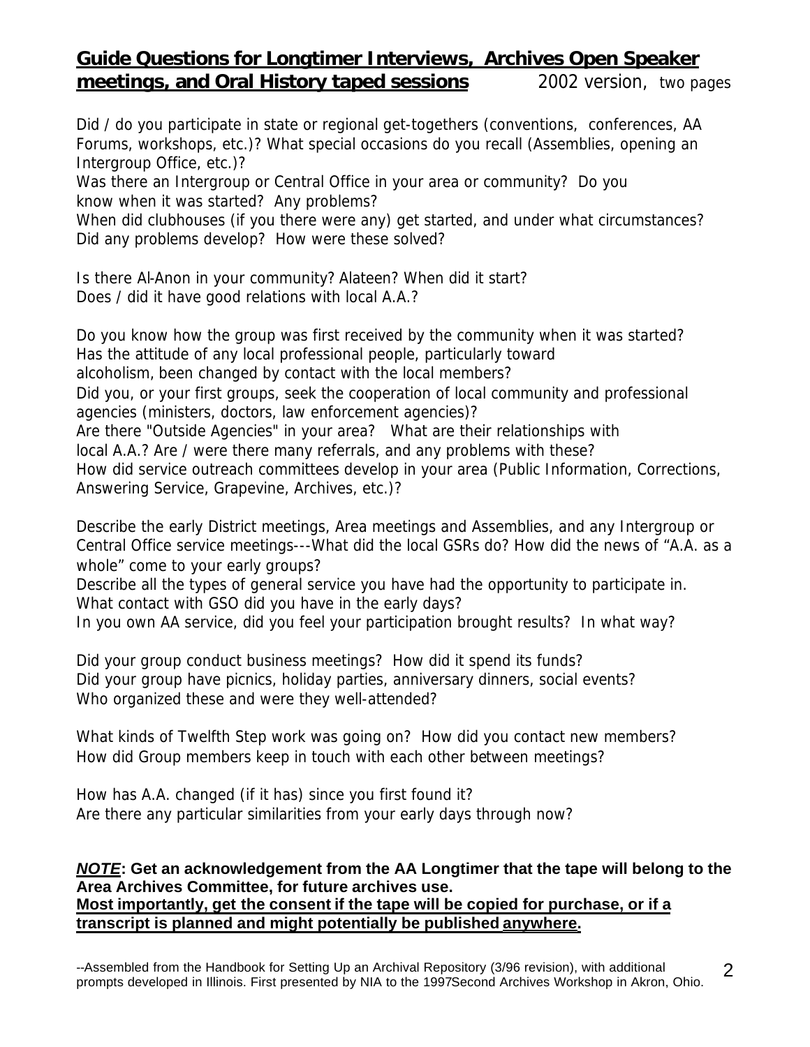## **Guide Questions for Longtimer Interviews, Archives Open Speaker meetings, and Oral History taped sessions** 2002 version, two pages

Did / do you participate in state or regional get-togethers (conventions, conferences, AA Forums, workshops, etc.)? What special occasions do you recall (Assemblies, opening an Intergroup Office, etc.)?
Was there an Intergroup or Central Office in your area or community? Do you know when it was started? Any problems?
When did clubhouses (if you there were any) get started, and under what circumstances? Did any problems develop? How were these solved?

Is there Al-Anon in your community? Alateen? When did it start?
Does / did it have good relations with local A.A.?

Do you know how the group was first received by the community when it was started?
Has the attitude of any local professional people, particularly toward alcoholism, been changed by contact with the local members?
Did you, or your first groups, seek the cooperation of local community and professional agencies (ministers, doctors, law enforcement agencies)?
Are there "Outside Agencies" in your area? What are their relationships with local A.A.? Are / were there many referrals, and any problems with these?
How did service outreach committees develop in your area (Public Information, Corrections, Answering Service, Grapevine, Archives, etc.)?

Describe the early District meetings, Area meetings and Assemblies, and any Intergroup or Central Office service meetings---What did the local GSRs do? How did the news of "A.A. as a whole" come to your early groups?
Describe all the types of general service you have had the opportunity to participate in.
What contact with GSO did you have in the early days?
In you own AA service, did you feel your participation brought results? In what way?

Did your group conduct business meetings? How did it spend its funds?
Did your group have picnics, holiday parties, anniversary dinners, social events?
Who organized these and were they well-attended?

What kinds of Twelfth Step work was going on? How did you contact new members?
How did Group members keep in touch with each other between meetings?

How has A.A. changed (if it has) since you first found it?
Are there any particular similarities from your early days through now?

***NOTE*: Get an acknowledgement from the AA Longtimer that the tape will belong to the Area Archives Committee, for future archives use.**
**Most importantly, get the consent if the tape will be copied for purchase, or if a transcript is planned and might potentially be published anywhere.**

--Assembled from the Handbook for Setting Up an Archival Repository (3/96 revision), with additional prompts developed in Illinois. First presented by NIA to the 1997Second Archives Workshop in Akron, Ohio.